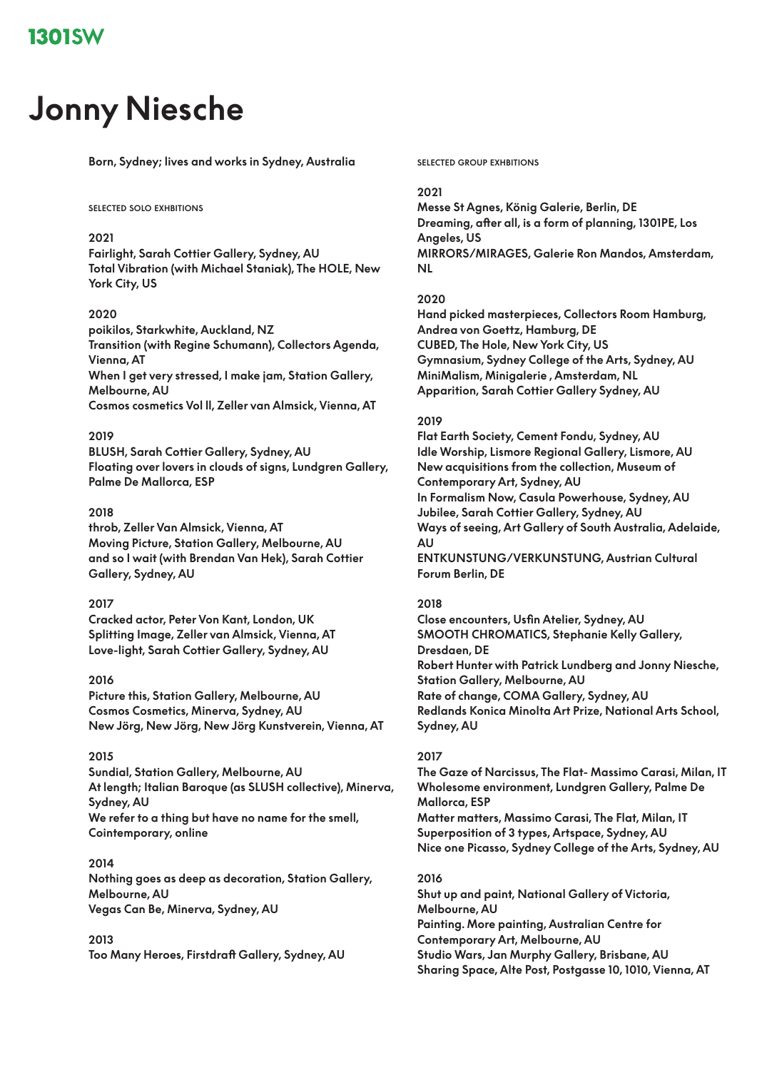1301SW

# Jonny Niesche

Born, Sydney; lives and works in Sydney, Australia

## SELECTED SOLO EXHIBITIONS

**2021**
Fairlight, Sarah Cottier Gallery, Sydney, AU
Total Vibration (with Michael Staniak), The HOLE, New York City, US

**2020**
poikilos, Starkwhite, Auckland, NZ
Transition (with Regine Schumann), Collectors Agenda, Vienna, AT
When I get very stressed, I make jam, Station Gallery, Melbourne, AU
Cosmos cosmetics Vol II, Zeller van Almsick, Vienna, AT

**2019**
BLUSH, Sarah Cottier Gallery, Sydney, AU
Floating over lovers in clouds of signs, Lundgren Gallery, Palme De Mallorca, ESP

**2018**
throb, Zeller Van Almsick, Vienna, AT
Moving Picture, Station Gallery, Melbourne, AU
and so I wait (with Brendan Van Hek), Sarah Cottier Gallery, Sydney, AU

**2017**
Cracked actor, Peter Von Kant, London, UK
Splitting Image, Zeller van Almsick, Vienna, AT
Love-light, Sarah Cottier Gallery, Sydney, AU

**2016**
Picture this, Station Gallery, Melbourne, AU
Cosmos Cosmetics, Minerva, Sydney, AU
New Jörg, New Jörg, New Jörg Kunstverein, Vienna, AT

**2015**
Sundial, Station Gallery, Melbourne, AU
At length; Italian Baroque (as SLUSH collective), Minerva, Sydney, AU
We refer to a thing but have no name for the smell, Cointemporary, online

**2014**
Nothing goes as deep as decoration, Station Gallery, Melbourne, AU
Vegas Can Be, Minerva, Sydney, AU

**2013**
Too Many Heroes, Firstdraft Gallery, Sydney, AU

## SELECTED GROUP EXHBITIONS

**2021**
Messe St Agnes, König Galerie, Berlin, DE
Dreaming, after all, is a form of planning, 1301PE, Los Angeles, US
MIRRORS/MIRAGES, Galerie Ron Mandos, Amsterdam, NL

**2020**
Hand picked masterpieces, Collectors Room Hamburg, Andrea von Goettz, Hamburg, DE
CUBED, The Hole, New York City, US
Gymnasium, Sydney College of the Arts, Sydney, AU
MiniMalism, Minigalerie , Amsterdam, NL
Apparition, Sarah Cottier Gallery Sydney, AU

**2019**
Flat Earth Society, Cement Fondu, Sydney, AU
Idle Worship, Lismore Regional Gallery, Lismore, AU
New acquisitions from the collection, Museum of Contemporary Art, Sydney, AU
In Formalism Now, Casula Powerhouse, Sydney, AU
Jubilee, Sarah Cottier Gallery, Sydney, AU
Ways of seeing, Art Gallery of South Australia, Adelaide, AU
ENTKUNSTUNG/VERKUNSTUNG, Austrian Cultural Forum Berlin, DE

**2018**
Close encounters, Usfin Atelier, Sydney, AU
SMOOTH CHROMATICS, Stephanie Kelly Gallery, Dresdaen, DE
Robert Hunter with Patrick Lundberg and Jonny Niesche, Station Gallery, Melbourne, AU
Rate of change, COMA Gallery, Sydney, AU
Redlands Konica Minolta Art Prize, National Arts School, Sydney, AU

**2017**
The Gaze of Narcissus, The Flat- Massimo Carasi, Milan, IT
Wholesome environment, Lundgren Gallery, Palme De Mallorca, ESP
Matter matters, Massimo Carasi, The Flat, Milan, IT
Superposition of 3 types, Artspace, Sydney, AU
Nice one Picasso, Sydney College of the Arts, Sydney, AU

**2016**
Shut up and paint, National Gallery of Victoria, Melbourne, AU
Painting. More painting, Australian Centre for Contemporary Art, Melbourne, AU
Studio Wars, Jan Murphy Gallery, Brisbane, AU
Sharing Space, Alte Post, Postgasse 10, 1010, Vienna, AT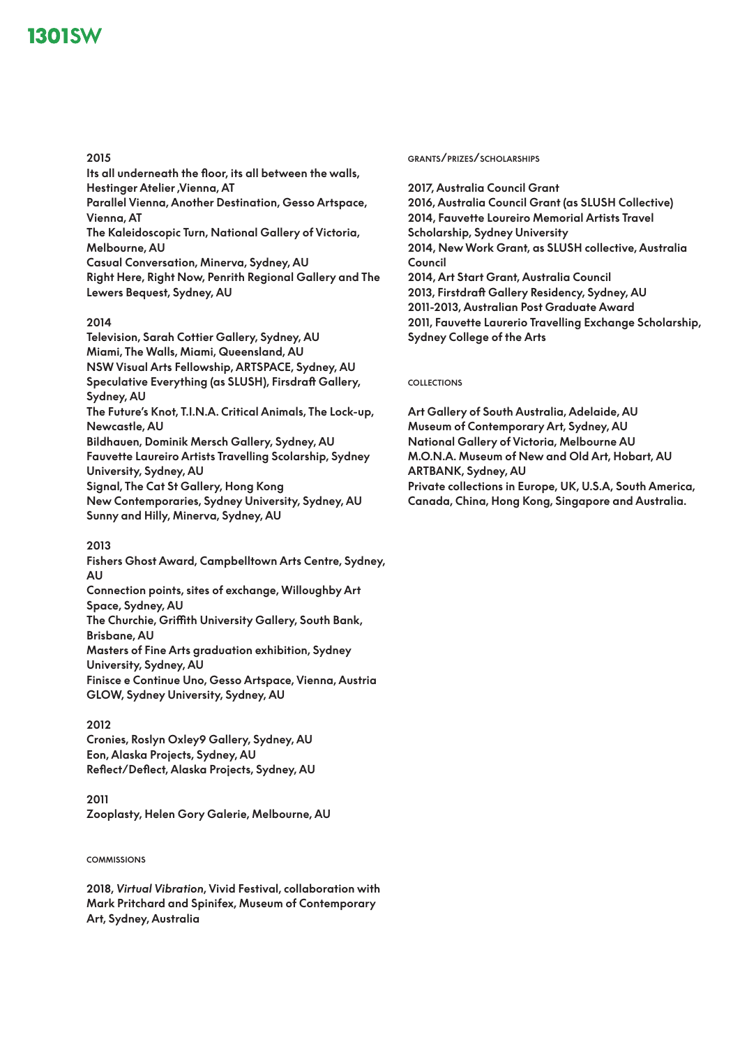**2015**

Its all underneath the floor, its all between the walls, Hestinger Atelier ,Vienna, AT
Parallel Vienna, Another Destination, Gesso Artspace, Vienna, AT
The Kaleidoscopic Turn, National Gallery of Victoria, Melbourne, AU
Casual Conversation, Minerva, Sydney, AU
Right Here, Right Now, Penrith Regional Gallery and The Lewers Bequest, Sydney, AU

**2014**

Television, Sarah Cottier Gallery, Sydney, AU
Miami, The Walls, Miami, Queensland, AU
NSW Visual Arts Fellowship, ARTSPACE, Sydney, AU
Speculative Everything (as SLUSH), Firsdraft Gallery, Sydney, AU
The Future's Knot, T.I.N.A. Critical Animals, The Lock-up, Newcastle, AU
Bildhauen, Dominik Mersch Gallery, Sydney, AU
Fauvette Laureiro Artists Travelling Scolarship, Sydney University, Sydney, AU
Signal, The Cat St Gallery, Hong Kong
New Contemporaries, Sydney University, Sydney, AU
Sunny and Hilly, Minerva, Sydney, AU

**2013**

Fishers Ghost Award, Campbelltown Arts Centre, Sydney, AU
Connection points, sites of exchange, Willoughby Art Space, Sydney, AU
The Churchie, Griffith University Gallery, South Bank, Brisbane, AU
Masters of Fine Arts graduation exhibition, Sydney University, Sydney, AU
Finisce e Continue Uno, Gesso Artspace, Vienna, Austria
GLOW, Sydney University, Sydney, AU

**2012**

Cronies, Roslyn Oxley9 Gallery, Sydney, AU
Eon, Alaska Projects, Sydney, AU
Reflect/Deflect, Alaska Projects, Sydney, AU

**2011**

Zooplasty, Helen Gory Galerie, Melbourne, AU

## COMMISSIONS

2018, *Virtual Vibration*, Vivid Festival, collaboration with Mark Pritchard and Spinifex, Museum of Contemporary Art, Sydney, Australia

## GRANTS/PRIZES/SCHOLARSHIPS

2017, Australia Council Grant
2016, Australia Council Grant (as SLUSH Collective)
2014, Fauvette Loureiro Memorial Artists Travel Scholarship, Sydney University
2014, New Work Grant, as SLUSH collective, Australia Council
2014, Art Start Grant, Australia Council
2013, Firstdraft Gallery Residency, Sydney, AU
2011-2013, Australian Post Graduate Award
2011, Fauvette Laurerio Travelling Exchange Scholarship, Sydney College of the Arts

## COLLECTIONS

Art Gallery of South Australia, Adelaide, AU
Museum of Contemporary Art, Sydney, AU
National Gallery of Victoria, Melbourne AU
M.O.N.A. Museum of New and Old Art, Hobart, AU
ARTBANK, Sydney, AU
Private collections in Europe, UK, U.S.A, South America, Canada, China, Hong Kong, Singapore and Australia.